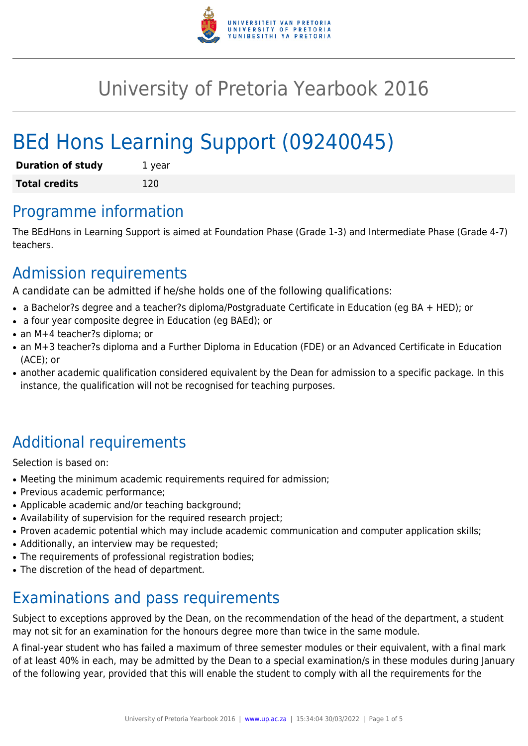# University of Pretoria Yearbook 2016

# BEd Hons Learning Support (09240045)

| **Duration of study** | 1 year |
| --- | --- |
| **Total credits** | 120 |

## Programme information

The BEdHons in Learning Support is aimed at Foundation Phase (Grade 1-3) and Intermediate Phase (Grade 4-7) teachers.

## Admission requirements

A candidate can be admitted if he/she holds one of the following qualifications:

- a Bachelor?s degree and a teacher?s diploma/Postgraduate Certificate in Education (eg BA + HED); or
- a four year composite degree in Education (eg BAEd); or
- an M+4 teacher?s diploma; or
- an M+3 teacher?s diploma and a Further Diploma in Education (FDE) or an Advanced Certificate in Education (ACE); or
- another academic qualification considered equivalent by the Dean for admission to a specific package. In this instance, the qualification will not be recognised for teaching purposes.

## Additional requirements

Selection is based on:

- Meeting the minimum academic requirements required for admission;
- Previous academic performance;
- Applicable academic and/or teaching background;
- Availability of supervision for the required research project;
- Proven academic potential which may include academic communication and computer application skills;
- Additionally, an interview may be requested;
- The requirements of professional registration bodies;
- The discretion of the head of department.

## Examinations and pass requirements

Subject to exceptions approved by the Dean, on the recommendation of the head of the department, a student may not sit for an examination for the honours degree more than twice in the same module.

A final-year student who has failed a maximum of three semester modules or their equivalent, with a final mark of at least 40% in each, may be admitted by the Dean to a special examination/s in these modules during January of the following year, provided that this will enable the student to comply with all the requirements for the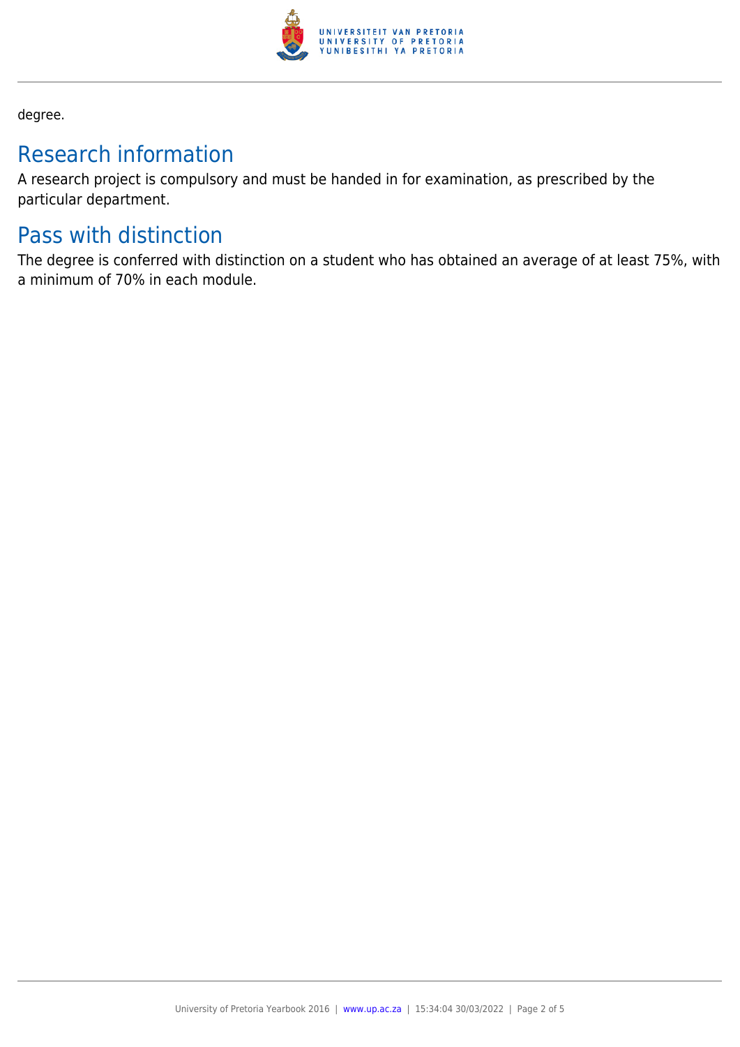degree.

## Research information

A research project is compulsory and must be handed in for examination, as prescribed by the particular department.

## Pass with distinction

The degree is conferred with distinction on a student who has obtained an average of at least 75%, with a minimum of 70% in each module.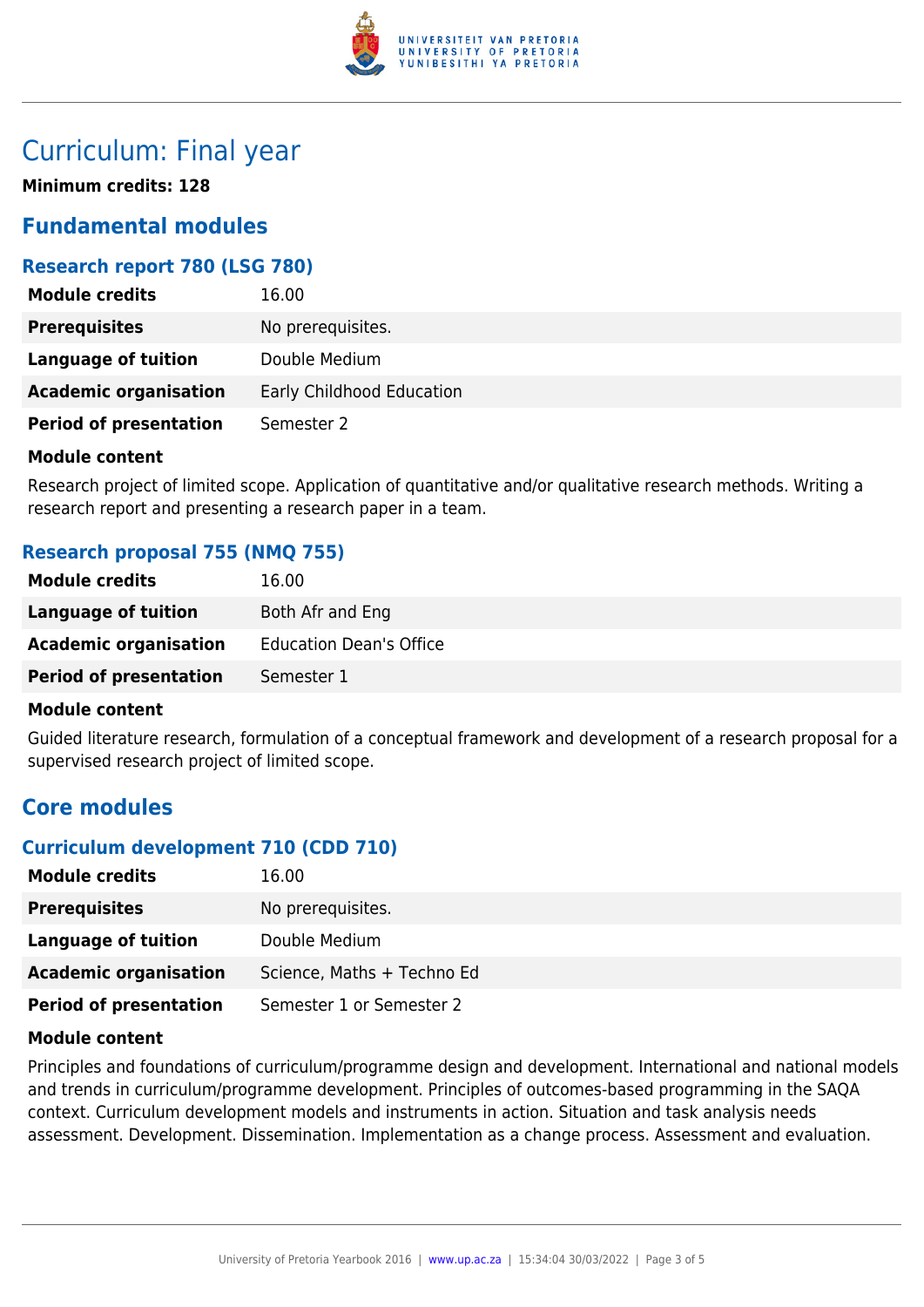# Curriculum: Final year

**Minimum credits: 128**

## Fundamental modules

### Research report 780 (LSG 780)

| | |
|---|---|
| **Module credits** | 16.00 |
| **Prerequisites** | No prerequisites. |
| **Language of tuition** | Double Medium |
| **Academic organisation** | Early Childhood Education |
| **Period of presentation** | Semester 2 |

**Module content**

Research project of limited scope. Application of quantitative and/or qualitative research methods. Writing a research report and presenting a research paper in a team.

### Research proposal 755 (NMQ 755)

| | |
|---|---|
| **Module credits** | 16.00 |
| **Language of tuition** | Both Afr and Eng |
| **Academic organisation** | Education Dean's Office |
| **Period of presentation** | Semester 1 |

**Module content**

Guided literature research, formulation of a conceptual framework and development of a research proposal for a supervised research project of limited scope.

## Core modules

### Curriculum development 710 (CDD 710)

| | |
|---|---|
| **Module credits** | 16.00 |
| **Prerequisites** | No prerequisites. |
| **Language of tuition** | Double Medium |
| **Academic organisation** | Science, Maths + Techno Ed |
| **Period of presentation** | Semester 1 or Semester 2 |

**Module content**

Principles and foundations of curriculum/programme design and development. International and national models and trends in curriculum/programme development. Principles of outcomes-based programming in the SAQA context. Curriculum development models and instruments in action. Situation and task analysis needs assessment. Development. Dissemination. Implementation as a change process. Assessment and evaluation.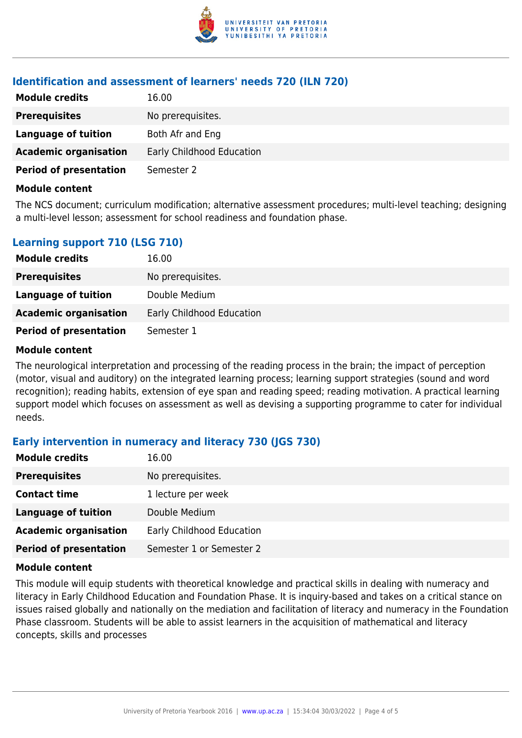### Identification and assessment of learners' needs 720 (ILN 720)

| | |
|---|---|
| **Module credits** | 16.00 |
| **Prerequisites** | No prerequisites. |
| **Language of tuition** | Both Afr and Eng |
| **Academic organisation** | Early Childhood Education |
| **Period of presentation** | Semester 2 |

**Module content**

The NCS document; curriculum modification; alternative assessment procedures; multi-level teaching; designing a multi-level lesson; assessment for school readiness and foundation phase.

### Learning support 710 (LSG 710)

| | |
|---|---|
| **Module credits** | 16.00 |
| **Prerequisites** | No prerequisites. |
| **Language of tuition** | Double Medium |
| **Academic organisation** | Early Childhood Education |
| **Period of presentation** | Semester 1 |

**Module content**

The neurological interpretation and processing of the reading process in the brain; the impact of perception (motor, visual and auditory) on the integrated learning process; learning support strategies (sound and word recognition); reading habits, extension of eye span and reading speed; reading motivation. A practical learning support model which focuses on assessment as well as devising a supporting programme to cater for individual needs.

### Early intervention in numeracy and literacy 730 (JGS 730)

| | |
|---|---|
| **Module credits** | 16.00 |
| **Prerequisites** | No prerequisites. |
| **Contact time** | 1 lecture per week |
| **Language of tuition** | Double Medium |
| **Academic organisation** | Early Childhood Education |
| **Period of presentation** | Semester 1 or Semester 2 |

**Module content**

This module will equip students with theoretical knowledge and practical skills in dealing with numeracy and literacy in Early Childhood Education and Foundation Phase. It is inquiry-based and takes on a critical stance on issues raised globally and nationally on the mediation and facilitation of literacy and numeracy in the Foundation Phase classroom. Students will be able to assist learners in the acquisition of mathematical and literacy concepts, skills and processes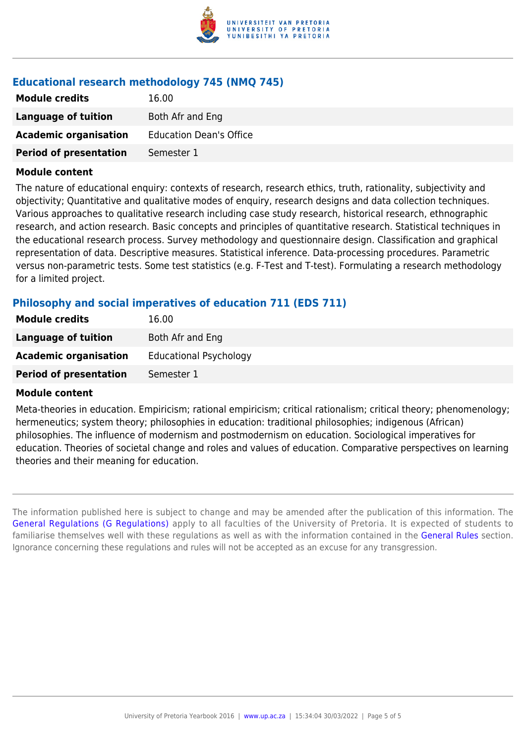### Educational research methodology 745 (NMQ 745)

| | |
|---|---|
| **Module credits** | 16.00 |
| **Language of tuition** | Both Afr and Eng |
| **Academic organisation** | Education Dean's Office |
| **Period of presentation** | Semester 1 |

**Module content**

The nature of educational enquiry: contexts of research, research ethics, truth, rationality, subjectivity and objectivity; Quantitative and qualitative modes of enquiry, research designs and data collection techniques. Various approaches to qualitative research including case study research, historical research, ethnographic research, and action research. Basic concepts and principles of quantitative research. Statistical techniques in the educational research process. Survey methodology and questionnaire design. Classification and graphical representation of data. Descriptive measures. Statistical inference. Data-processing procedures. Parametric versus non-parametric tests. Some test statistics (e.g. F-Test and T-test). Formulating a research methodology for a limited project.

### Philosophy and social imperatives of education 711 (EDS 711)

| | |
|---|---|
| **Module credits** | 16.00 |
| **Language of tuition** | Both Afr and Eng |
| **Academic organisation** | Educational Psychology |
| **Period of presentation** | Semester 1 |

**Module content**

Meta-theories in education. Empiricism; rational empiricism; critical rationalism; critical theory; phenomenology; hermeneutics; system theory; philosophies in education: traditional philosophies; indigenous (African) philosophies. The influence of modernism and postmodernism on education. Sociological imperatives for education. Theories of societal change and roles and values of education. Comparative perspectives on learning theories and their meaning for education.

---

The information published here is subject to change and may be amended after the publication of this information. The General Regulations (G Regulations) apply to all faculties of the University of Pretoria. It is expected of students to familiarise themselves well with these regulations as well as with the information contained in the General Rules section. Ignorance concerning these regulations and rules will not be accepted as an excuse for any transgression.